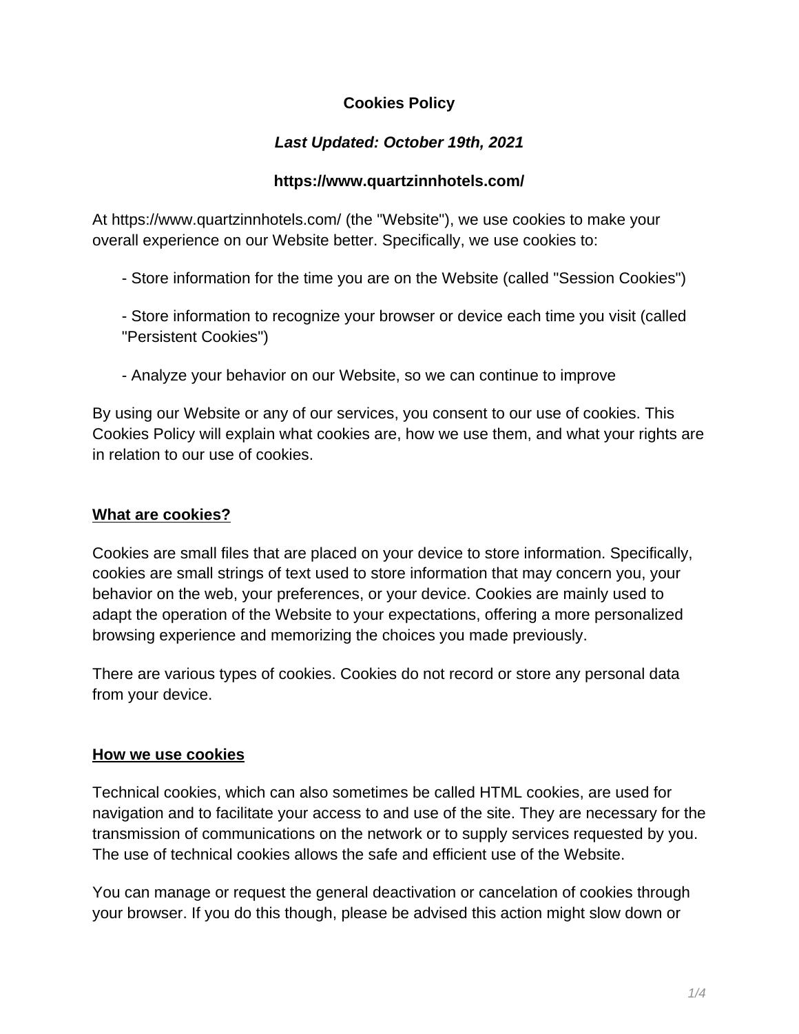# Cookies Policy

***Last Updated: October 19th, 2021***

**https://www.quartzinnhotels.com/**

At https://www.quartzinnhotels.com/ (the "Website"), we use cookies to make your overall experience on our Website better. Specifically, we use cookies to:

- Store information for the time you are on the Website (called "Session Cookies")
- Store information to recognize your browser or device each time you visit (called "Persistent Cookies")
- Analyze your behavior on our Website, so we can continue to improve

By using our Website or any of our services, you consent to our use of cookies. This Cookies Policy will explain what cookies are, how we use them, and what your rights are in relation to our use of cookies.

## What are cookies?

Cookies are small files that are placed on your device to store information. Specifically, cookies are small strings of text used to store information that may concern you, your behavior on the web, your preferences, or your device. Cookies are mainly used to adapt the operation of the Website to your expectations, offering a more personalized browsing experience and memorizing the choices you made previously.

There are various types of cookies. Cookies do not record or store any personal data from your device.

## How we use cookies

Technical cookies, which can also sometimes be called HTML cookies, are used for navigation and to facilitate your access to and use of the site. They are necessary for the transmission of communications on the network or to supply services requested by you. The use of technical cookies allows the safe and efficient use of the Website.

You can manage or request the general deactivation or cancelation of cookies through your browser. If you do this though, please be advised this action might slow down or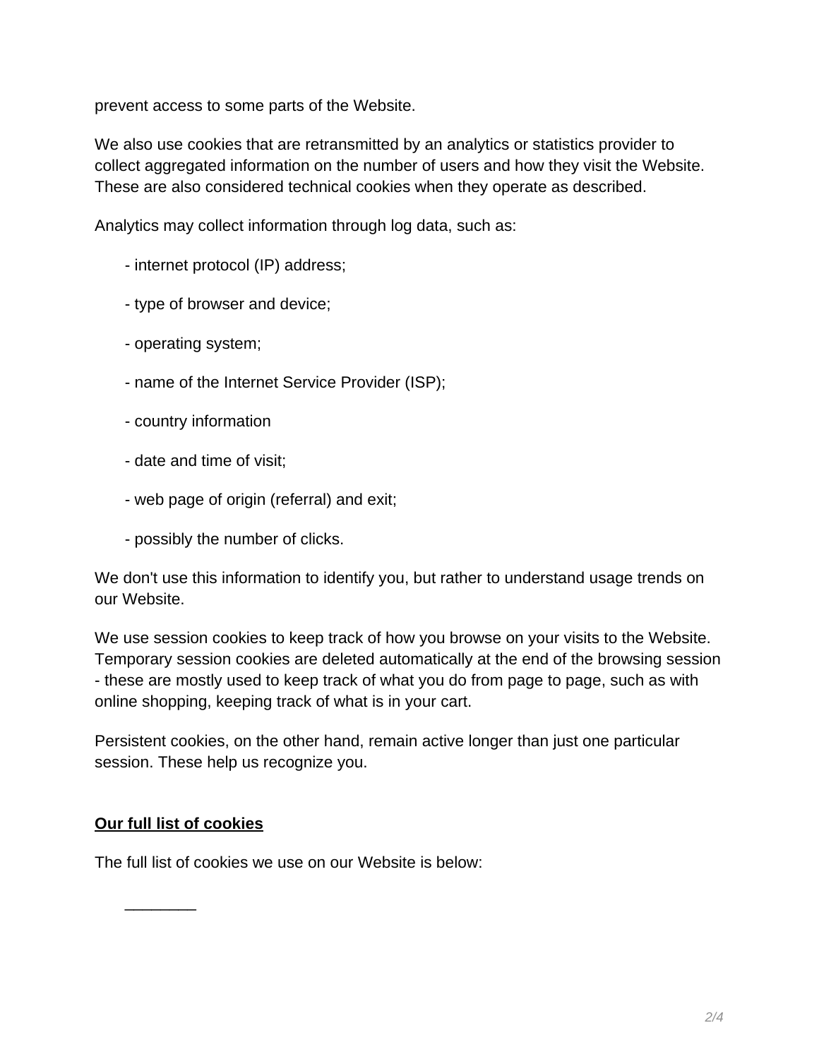prevent access to some parts of the Website.

We also use cookies that are retransmitted by an analytics or statistics provider to collect aggregated information on the number of users and how they visit the Website. These are also considered technical cookies when they operate as described.

Analytics may collect information through log data, such as:

- internet protocol (IP) address;
- type of browser and device;
- operating system;
- name of the Internet Service Provider (ISP);
- country information
- date and time of visit;
- web page of origin (referral) and exit;
- possibly the number of clicks.

We don't use this information to identify you, but rather to understand usage trends on our Website.

We use session cookies to keep track of how you browse on your visits to the Website. Temporary session cookies are deleted automatically at the end of the browsing session - these are mostly used to keep track of what you do from page to page, such as with online shopping, keeping track of what is in your cart.

Persistent cookies, on the other hand, remain active longer than just one particular session. These help us recognize you.

**Our full list of cookies**

The full list of cookies we use on our Website is below:

________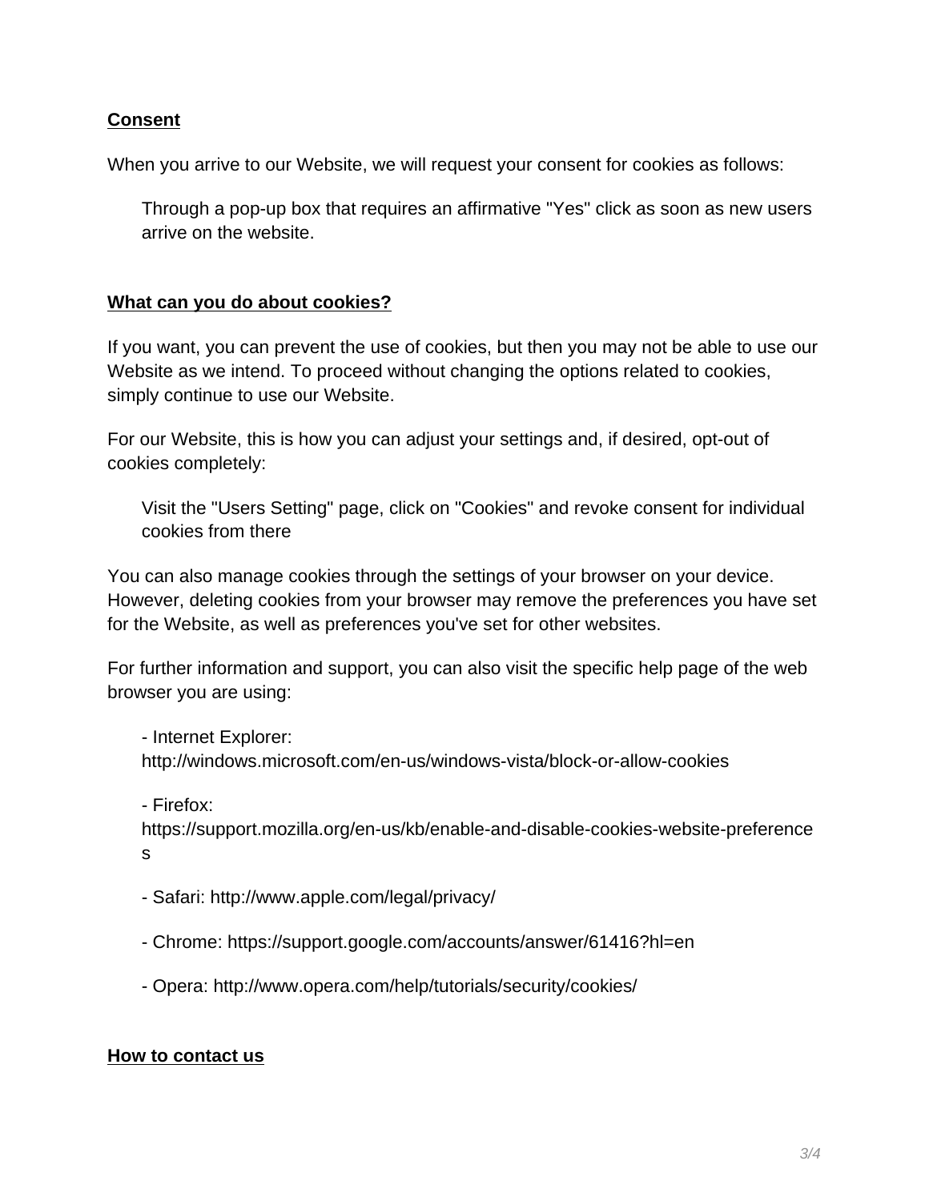**Consent**

When you arrive to our Website, we will request your consent for cookies as follows:

> Through a pop-up box that requires an affirmative "Yes" click as soon as new users arrive on the website.

**What can you do about cookies?**

If you want, you can prevent the use of cookies, but then you may not be able to use our Website as we intend. To proceed without changing the options related to cookies, simply continue to use our Website.

For our Website, this is how you can adjust your settings and, if desired, opt-out of cookies completely:

> Visit the "Users Setting" page, click on "Cookies" and revoke consent for individual cookies from there

You can also manage cookies through the settings of your browser on your device. However, deleting cookies from your browser may remove the preferences you have set for the Website, as well as preferences you've set for other websites.

For further information and support, you can also visit the specific help page of the web browser you are using:

- Internet Explorer: http://windows.microsoft.com/en-us/windows-vista/block-or-allow-cookies
- Firefox: https://support.mozilla.org/en-us/kb/enable-and-disable-cookies-website-preferences
- Safari: http://www.apple.com/legal/privacy/
- Chrome: https://support.google.com/accounts/answer/61416?hl=en
- Opera: http://www.opera.com/help/tutorials/security/cookies/

**How to contact us**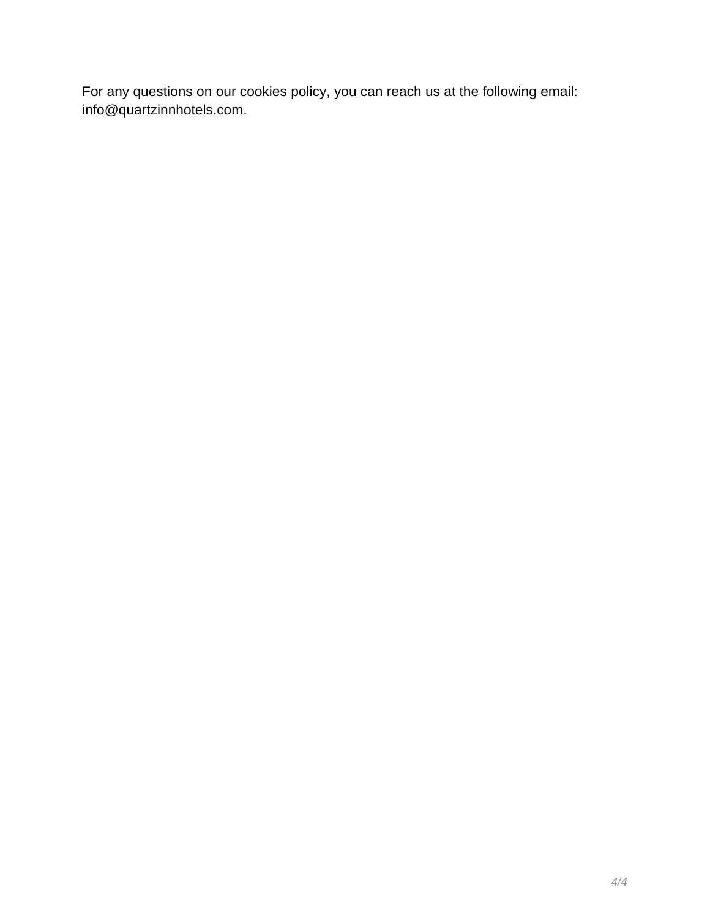For any questions on our cookies policy, you can reach us at the following email: info@quartzinnhotels.com.